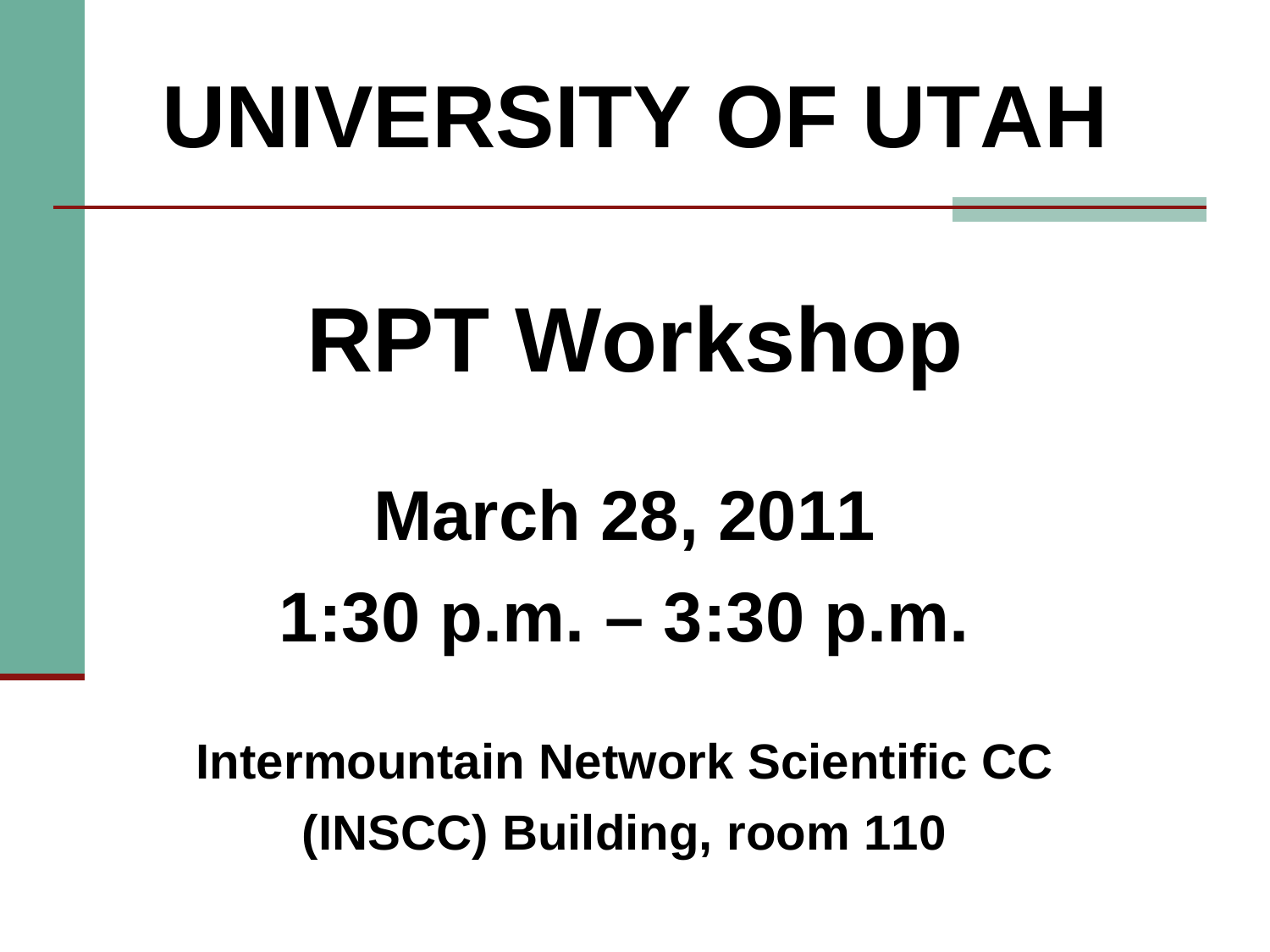# UNIVERSITY OF UTAH

# RPT Workshop

## March 28, 2011

## 1:30 p.m. – 3:30 p.m.

**Intermountain Network Scientific CC (INSCC) Building, room 110**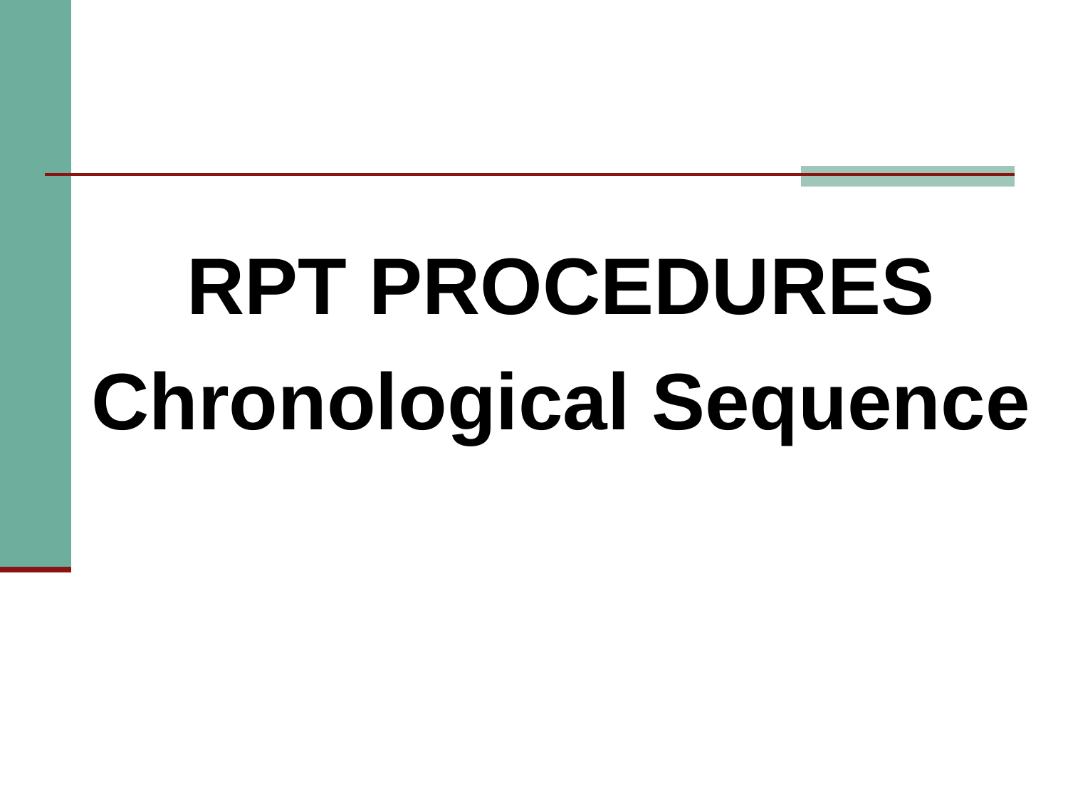# RPT PROCEDURES

# Chronological Sequence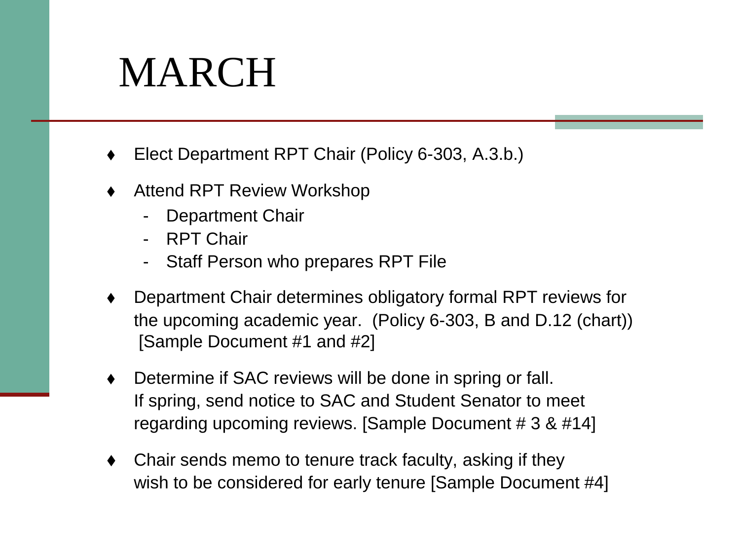# MARCH

- Elect Department RPT Chair (Policy 6-303, A.3.b.)
- Attend RPT Review Workshop
  - Department Chair
  - RPT Chair
  - Staff Person who prepares RPT File
- Department Chair determines obligatory formal RPT reviews for the upcoming academic year. (Policy 6-303, B and D.12 (chart)) [Sample Document #1 and #2]
- Determine if SAC reviews will be done in spring or fall. If spring, send notice to SAC and Student Senator to meet regarding upcoming reviews. [Sample Document # 3 & #14]
- Chair sends memo to tenure track faculty, asking if they wish to be considered for early tenure [Sample Document #4]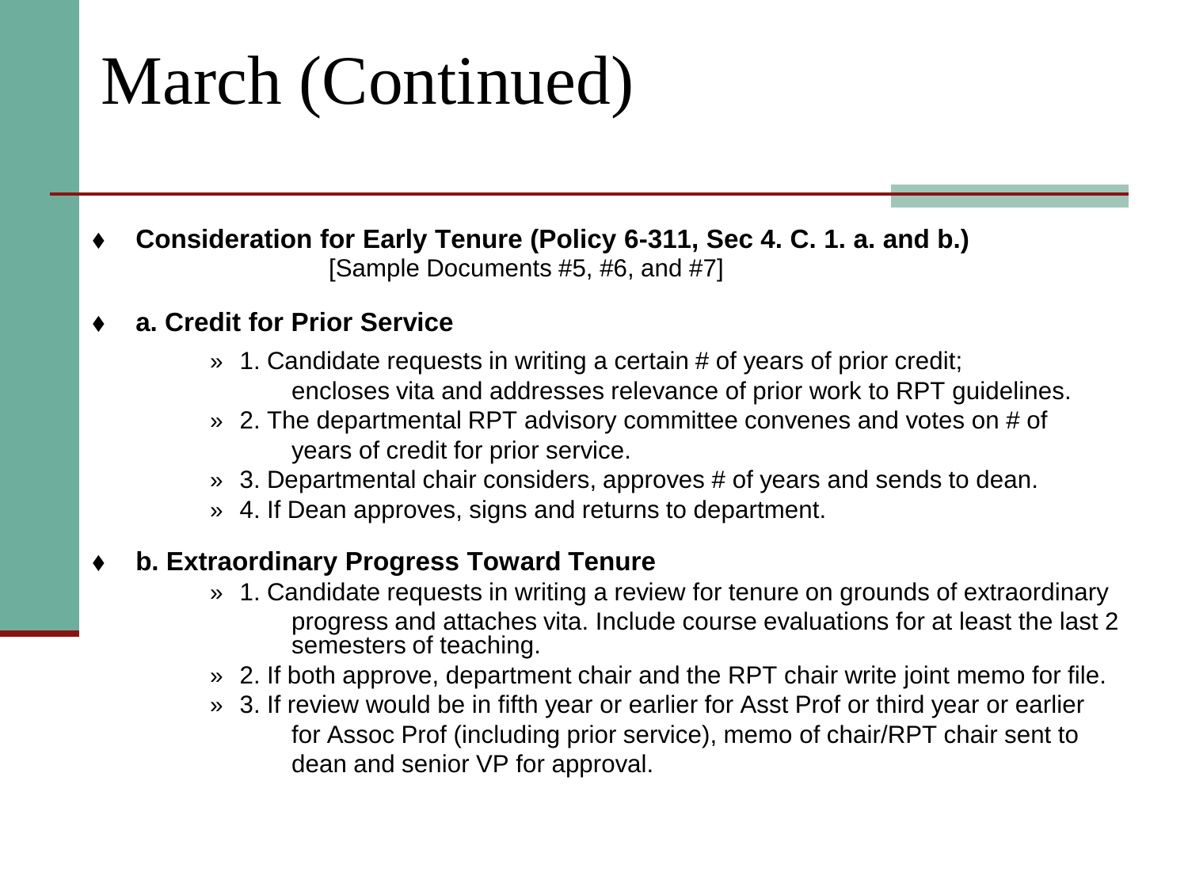# March (Continued)

- **Consideration for Early Tenure (Policy 6-311, Sec 4. C. 1. a. and b.)** [Sample Documents #5, #6, and #7]

- **a. Credit for Prior Service**
  - » 1. Candidate requests in writing a certain # of years of prior credit; encloses vita and addresses relevance of prior work to RPT guidelines.
  - » 2. The departmental RPT advisory committee convenes and votes on # of years of credit for prior service.
  - » 3. Departmental chair considers, approves # of years and sends to dean.
  - » 4. If Dean approves, signs and returns to department.

- **b. Extraordinary Progress Toward Tenure**
  - » 1. Candidate requests in writing a review for tenure on grounds of extraordinary progress and attaches vita. Include course evaluations for at least the last 2 semesters of teaching.
  - » 2. If both approve, department chair and the RPT chair write joint memo for file.
  - » 3. If review would be in fifth year or earlier for Asst Prof or third year or earlier for Assoc Prof (including prior service), memo of chair/RPT chair sent to dean and senior VP for approval.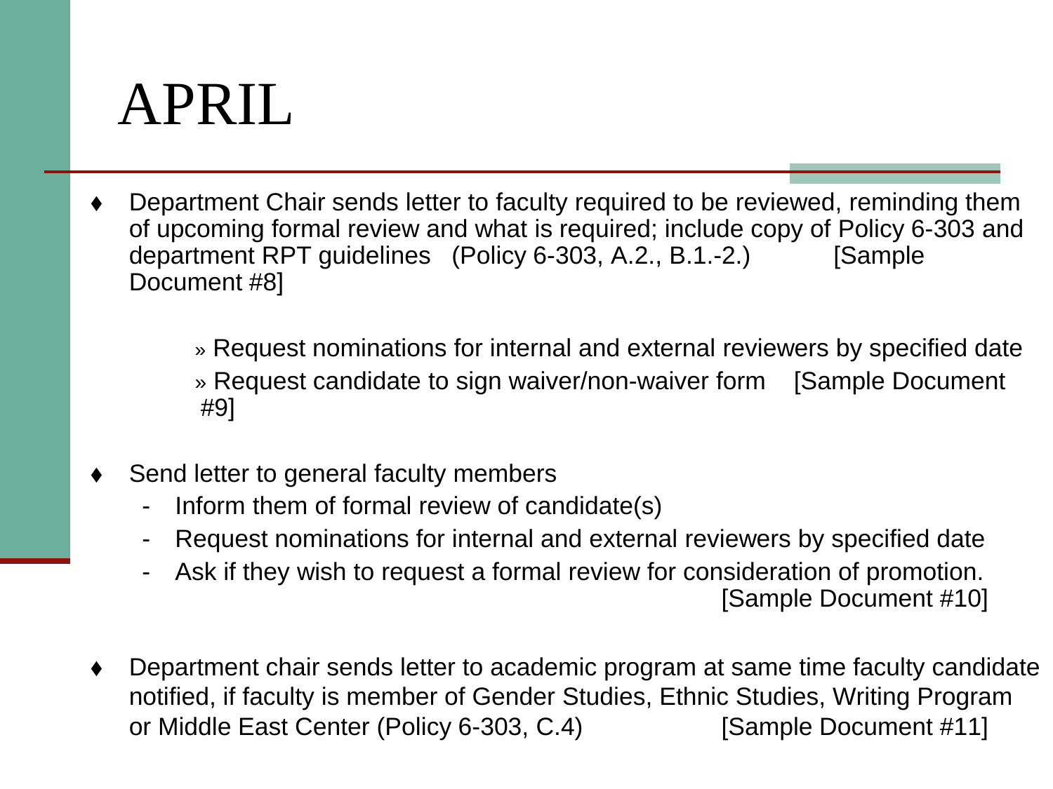# APRIL

- Department Chair sends letter to faculty required to be reviewed, reminding them of upcoming formal review and what is required; include copy of Policy 6-303 and department RPT guidelines (Policy 6-303, A.2., B.1.-2.) [Sample Document #8]
  - » Request nominations for internal and external reviewers by specified date
  - » Request candidate to sign waiver/non-waiver form [Sample Document #9]

- Send letter to general faculty members
  - Inform them of formal review of candidate(s)
  - Request nominations for internal and external reviewers by specified date
  - Ask if they wish to request a formal review for consideration of promotion. [Sample Document #10]

- Department chair sends letter to academic program at same time faculty candidate notified, if faculty is member of Gender Studies, Ethnic Studies, Writing Program or Middle East Center (Policy 6-303, C.4) [Sample Document #11]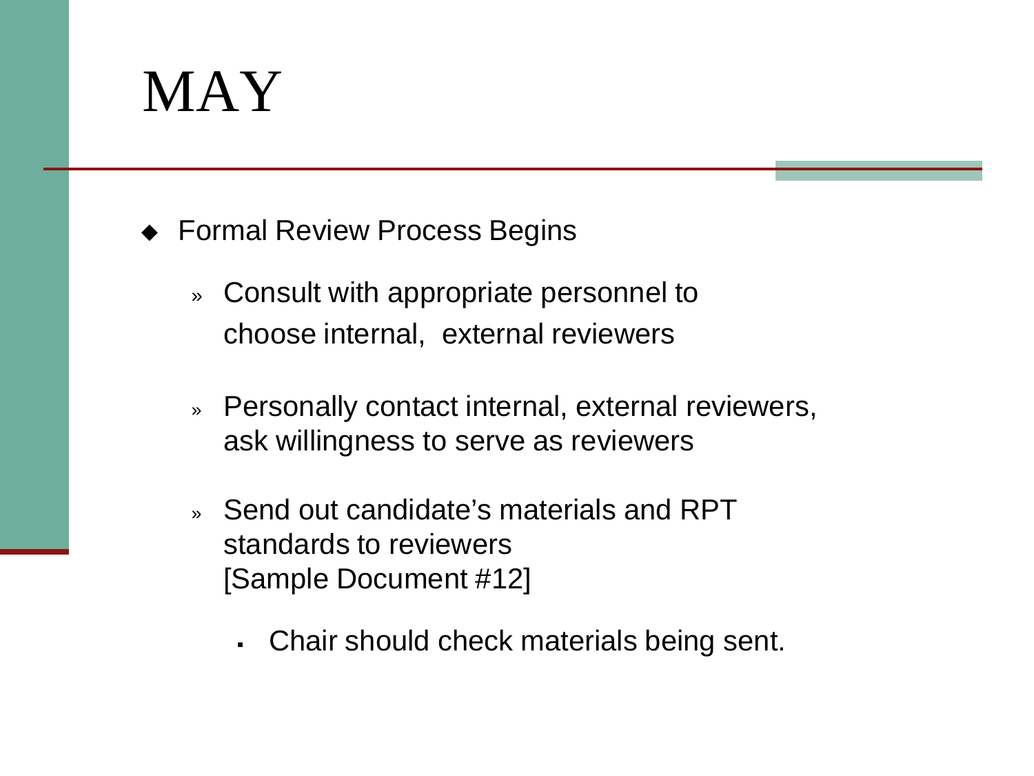# MAY

- Formal Review Process Begins
  - Consult with appropriate personnel to choose internal,  external reviewers
  - Personally contact internal, external reviewers, ask willingness to serve as reviewers
  - Send out candidate's materials and RPT standards to reviewers
    [Sample Document #12]
    - Chair should check materials being sent.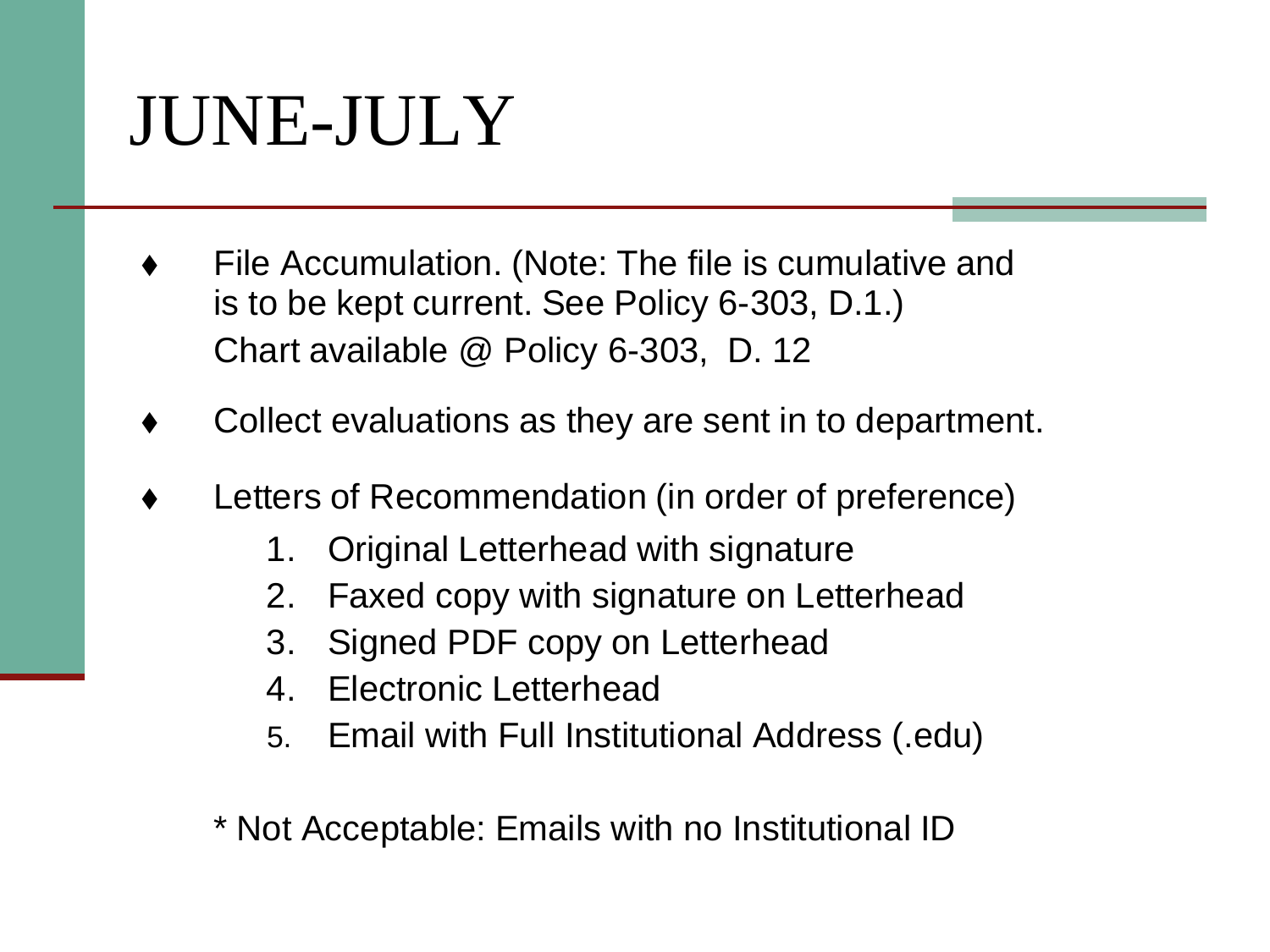# JUNE-JULY

- File Accumulation. (Note: The file is cumulative and is to be kept current. See Policy 6-303, D.1.)
  Chart available @ Policy 6-303, D. 12
- Collect evaluations as they are sent in to department.
- Letters of Recommendation (in order of preference)
  1. Original Letterhead with signature
  2. Faxed copy with signature on Letterhead
  3. Signed PDF copy on Letterhead
  4. Electronic Letterhead
  5. Email with Full Institutional Address (.edu)

  * Not Acceptable: Emails with no Institutional ID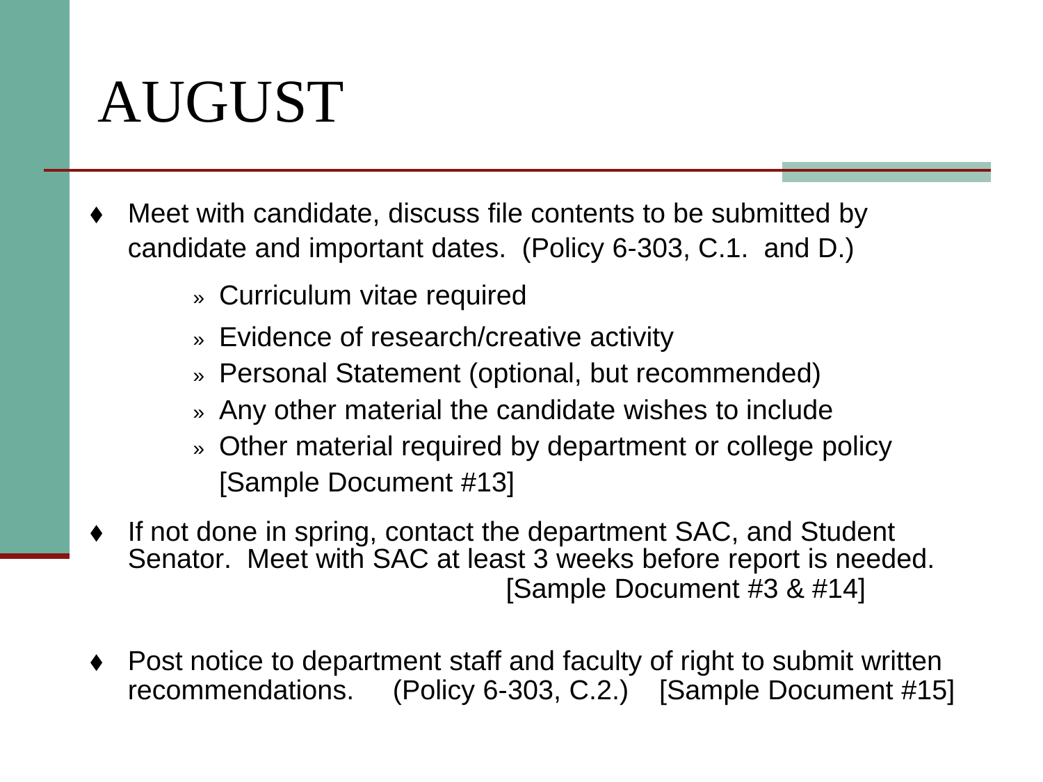# AUGUST

- Meet with candidate, discuss file contents to be submitted by candidate and important dates. (Policy 6-303, C.1. and D.)
  - Curriculum vitae required
  - Evidence of research/creative activity
  - Personal Statement (optional, but recommended)
  - Any other material the candidate wishes to include
  - Other material required by department or college policy [Sample Document #13]
- If not done in spring, contact the department SAC, and Student Senator. Meet with SAC at least 3 weeks before report is needed. [Sample Document #3 & #14]
- Post notice to department staff and faculty of right to submit written recommendations. (Policy 6-303, C.2.) [Sample Document #15]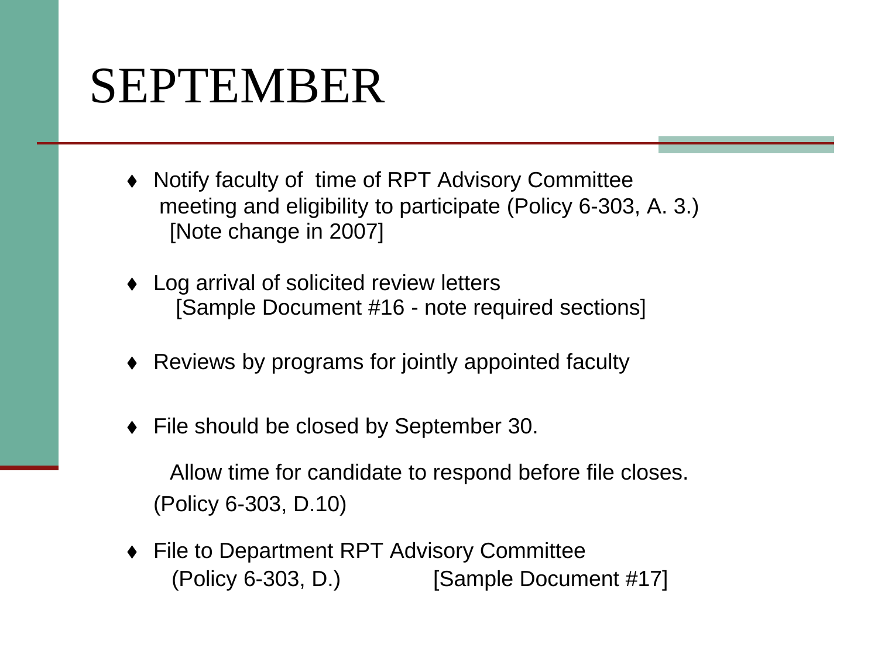# SEPTEMBER

- Notify faculty of time of RPT Advisory Committee meeting and eligibility to participate (Policy 6-303, A. 3.) [Note change in 2007]

- Log arrival of solicited review letters [Sample Document #16 - note required sections]

- Reviews by programs for jointly appointed faculty

- File should be closed by September 30.

  Allow time for candidate to respond before file closes. (Policy 6-303, D.10)

- File to Department RPT Advisory Committee (Policy 6-303, D.) [Sample Document #17]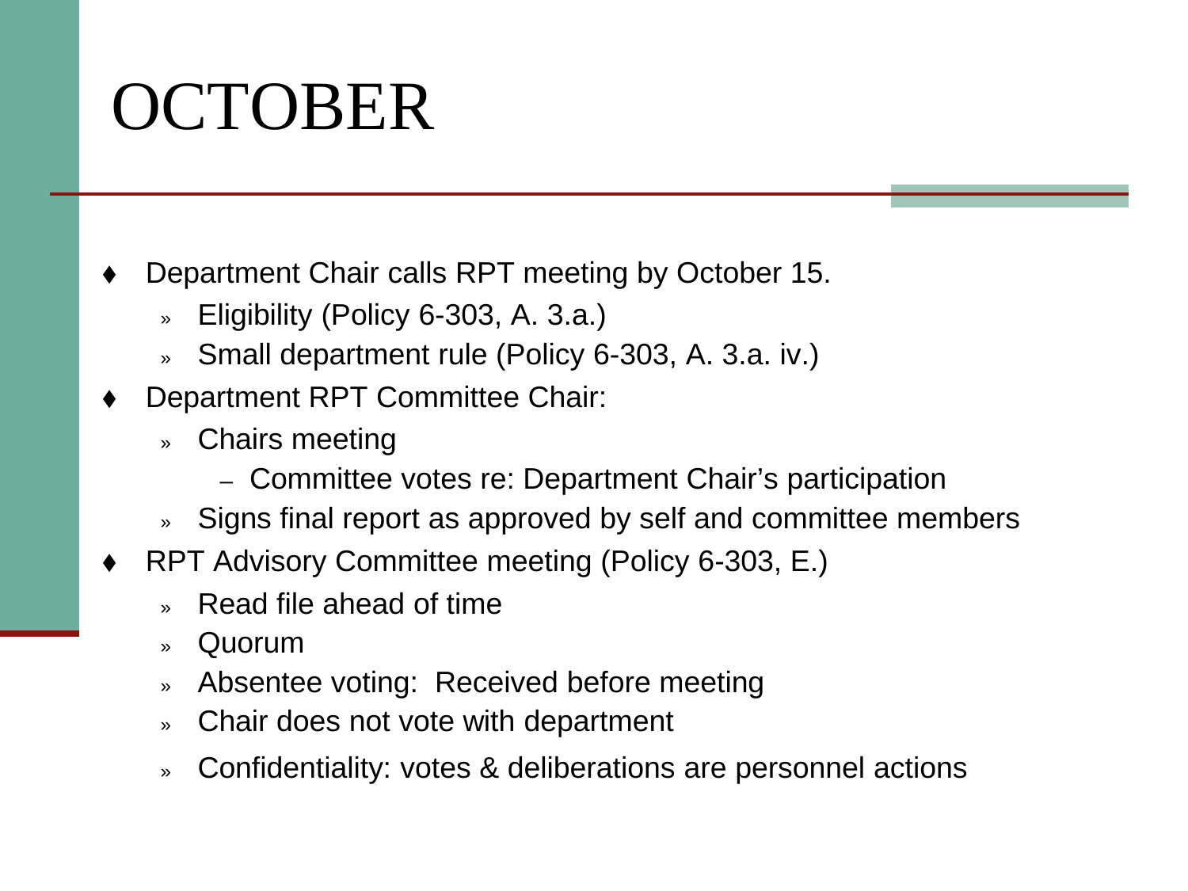# OCTOBER

- Department Chair calls RPT meeting by October 15.
  - Eligibility (Policy 6-303, A. 3.a.)
  - Small department rule (Policy 6-303, A. 3.a. iv.)
- Department RPT Committee Chair:
  - Chairs meeting
    - Committee votes re: Department Chair's participation
  - Signs final report as approved by self and committee members
- RPT Advisory Committee meeting (Policy 6-303, E.)
  - Read file ahead of time
  - Quorum
  - Absentee voting:  Received before meeting
  - Chair does not vote with department
  - Confidentiality: votes & deliberations are personnel actions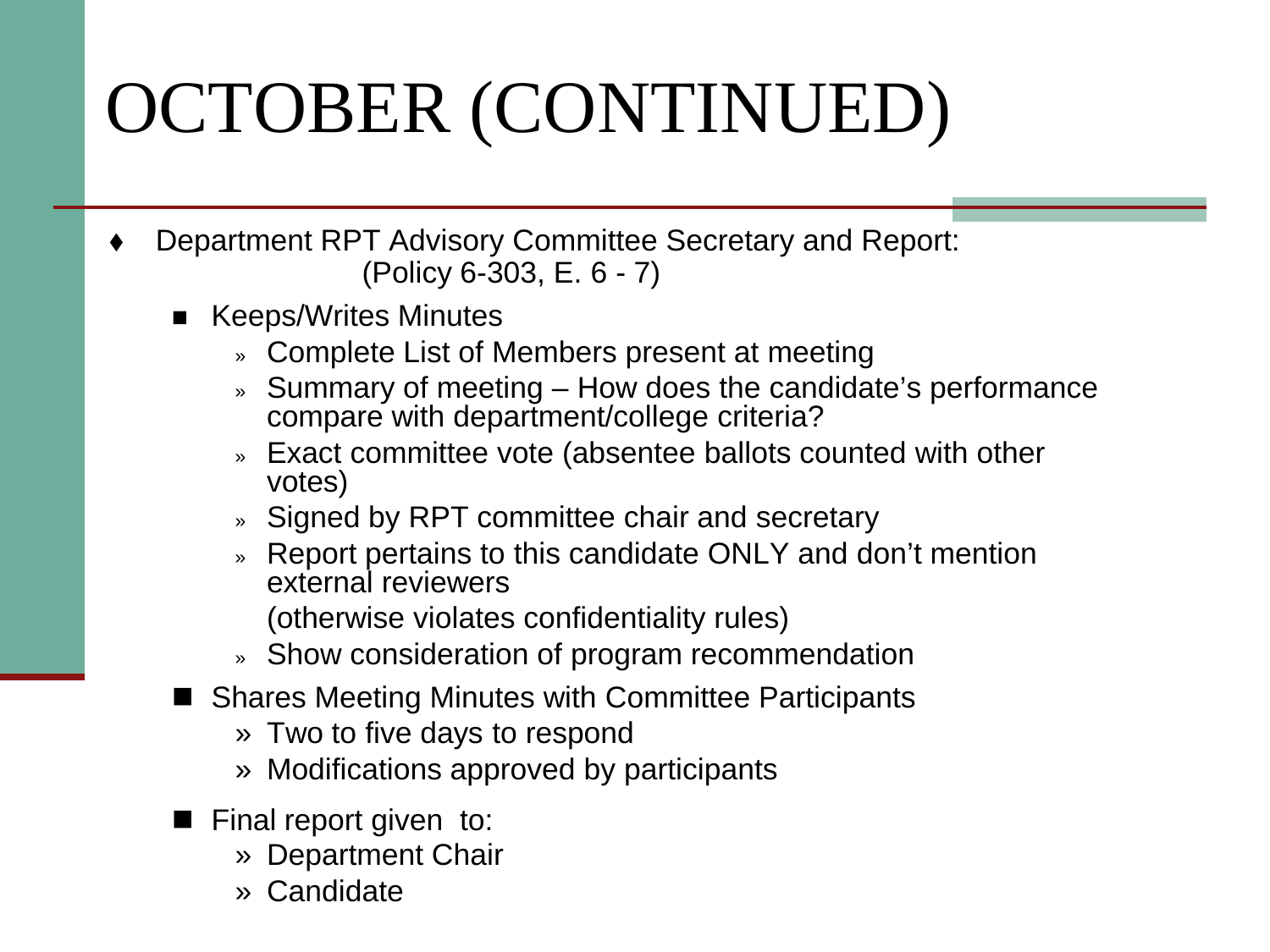# OCTOBER (CONTINUED)

- Department RPT Advisory Committee Secretary and Report: (Policy 6-303, E. 6 - 7)
  - Keeps/Writes Minutes
    - Complete List of Members present at meeting
    - Summary of meeting – How does the candidate's performance compare with department/college criteria?
    - Exact committee vote (absentee ballots counted with other votes)
    - Signed by RPT committee chair and secretary
    - Report pertains to this candidate ONLY and don't mention external reviewers

      (otherwise violates confidentiality rules)
    - Show consideration of program recommendation
  - Shares Meeting Minutes with Committee Participants
    - Two to five days to respond
    - Modifications approved by participants
  - Final report given to:
    - Department Chair
    - Candidate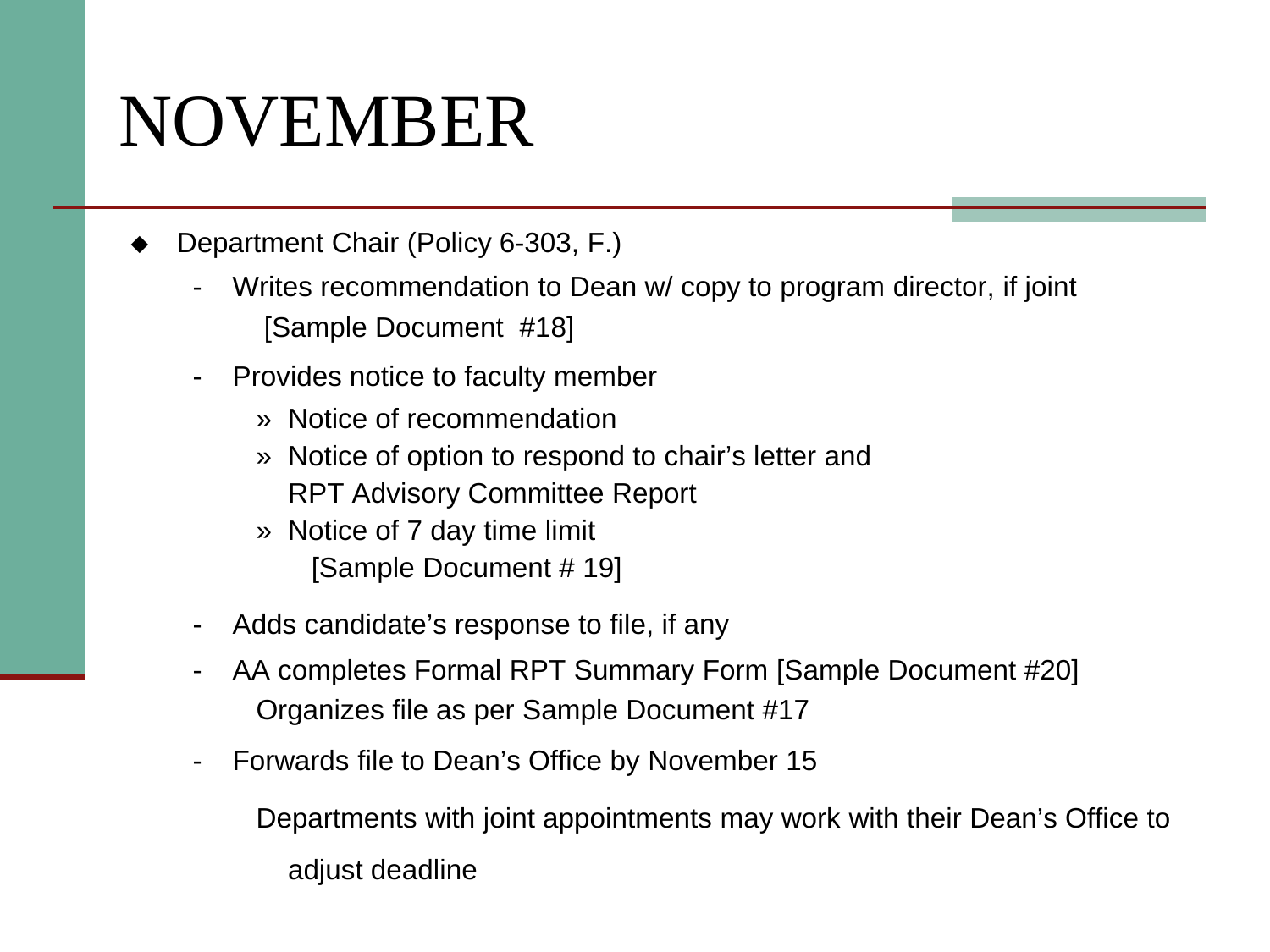# NOVEMBER

- Department Chair (Policy 6-303, F.)
  - Writes recommendation to Dean w/ copy to program director, if joint [Sample Document #18]
  - Provides notice to faculty member
    - » Notice of recommendation
    - » Notice of option to respond to chair's letter and RPT Advisory Committee Report
    - » Notice of 7 day time limit [Sample Document # 19]
  - Adds candidate's response to file, if any
  - AA completes Formal RPT Summary Form [Sample Document #20] Organizes file as per Sample Document #17
  - Forwards file to Dean's Office by November 15

    Departments with joint appointments may work with their Dean's Office to adjust deadline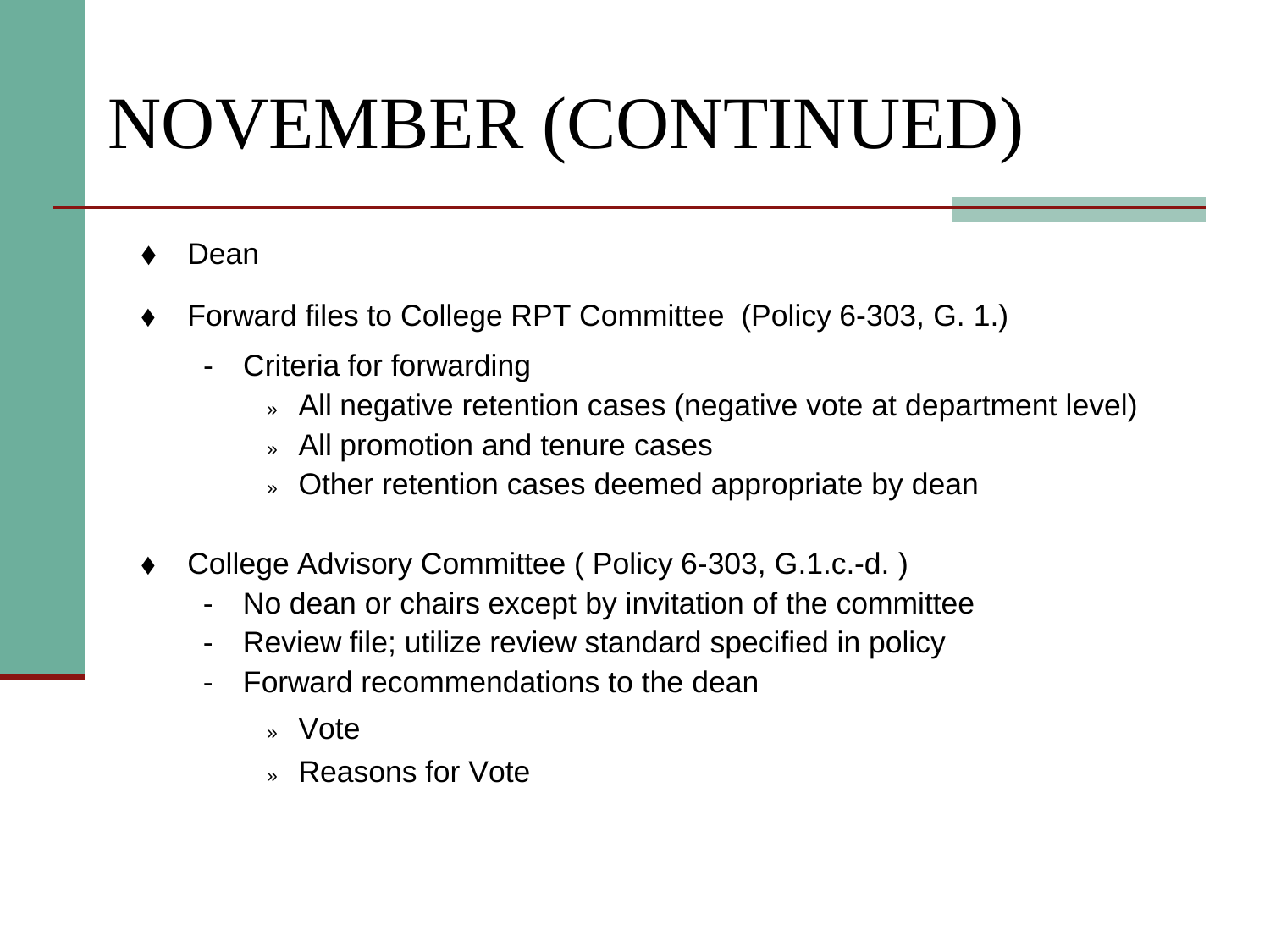# NOVEMBER (CONTINUED)

- Dean
- Forward files to College RPT Committee (Policy 6-303, G. 1.)
  - Criteria for forwarding
    - All negative retention cases (negative vote at department level)
    - All promotion and tenure cases
    - Other retention cases deemed appropriate by dean
- College Advisory Committee ( Policy 6-303, G.1.c.-d. )
  - No dean or chairs except by invitation of the committee
  - Review file; utilize review standard specified in policy
  - Forward recommendations to the dean
    - Vote
    - Reasons for Vote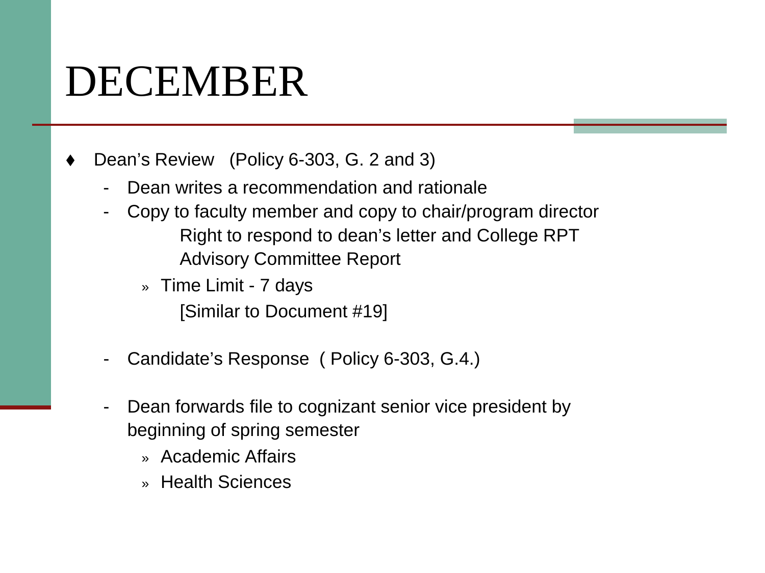# DECEMBER

- Dean's Review (Policy 6-303, G. 2 and 3)
  - Dean writes a recommendation and rationale
  - Copy to faculty member and copy to chair/program director

    Right to respond to dean's letter and College RPT Advisory Committee Report

    - Time Limit - 7 days

      [Similar to Document #19]

  - Candidate's Response ( Policy 6-303, G.4.)
  - Dean forwards file to cognizant senior vice president by beginning of spring semester
    - Academic Affairs
    - Health Sciences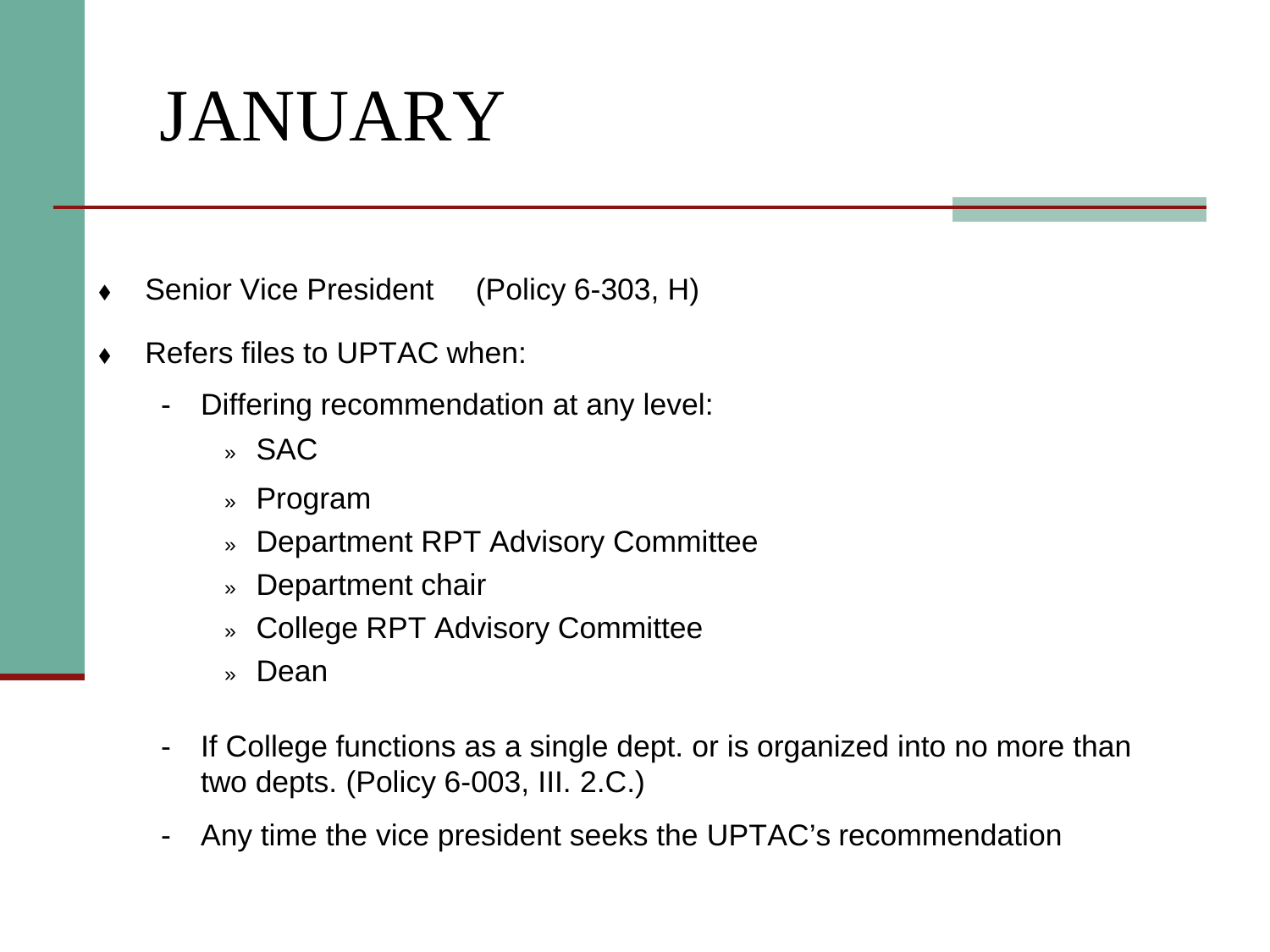# JANUARY

- Senior Vice President (Policy 6-303, H)
- Refers files to UPTAC when:
  - Differing recommendation at any level:
    - SAC
    - Program
    - Department RPT Advisory Committee
    - Department chair
    - College RPT Advisory Committee
    - Dean
  - If College functions as a single dept. or is organized into no more than two depts. (Policy 6-003, III. 2.C.)
  - Any time the vice president seeks the UPTAC's recommendation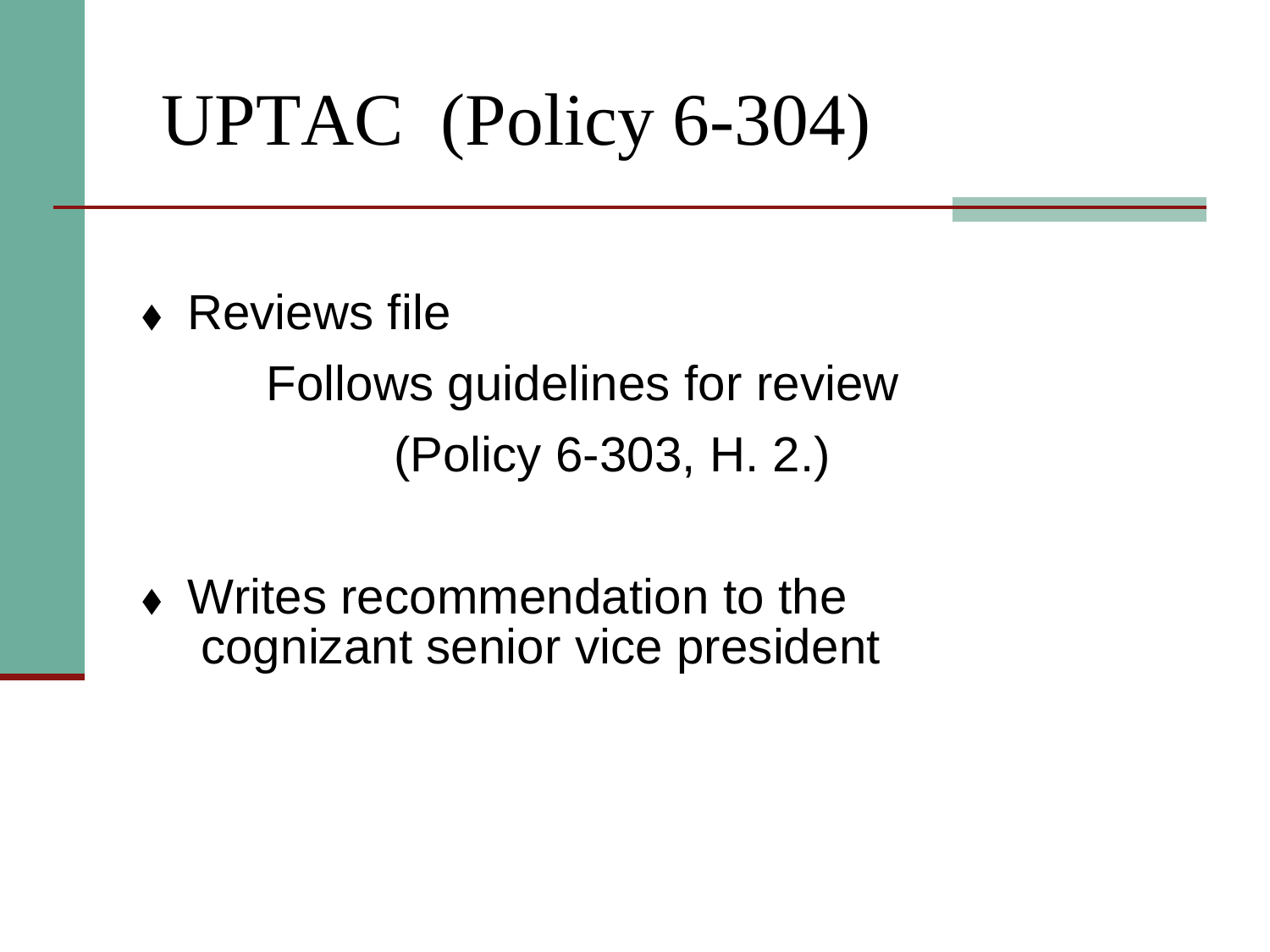# UPTAC (Policy 6-304)

- Reviews file

  Follows guidelines for review

  (Policy 6-303, H. 2.)

- Writes recommendation to the cognizant senior vice president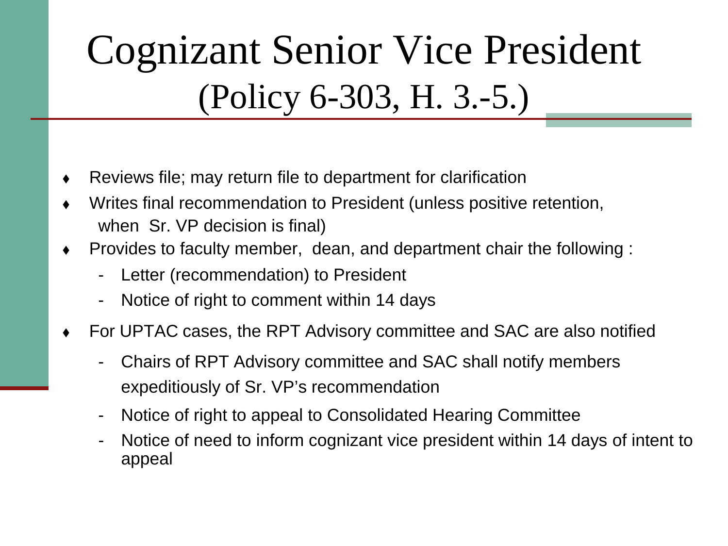# Cognizant Senior Vice President (Policy 6-303, H. 3.-5.)

- Reviews file; may return file to department for clarification
- Writes final recommendation to President (unless positive retention, when Sr. VP decision is final)
- Provides to faculty member, dean, and department chair the following :
  - Letter (recommendation) to President
  - Notice of right to comment within 14 days
- For UPTAC cases, the RPT Advisory committee and SAC are also notified
  - Chairs of RPT Advisory committee and SAC shall notify members expeditiously of Sr. VP's recommendation
  - Notice of right to appeal to Consolidated Hearing Committee
  - Notice of need to inform cognizant vice president within 14 days of intent to appeal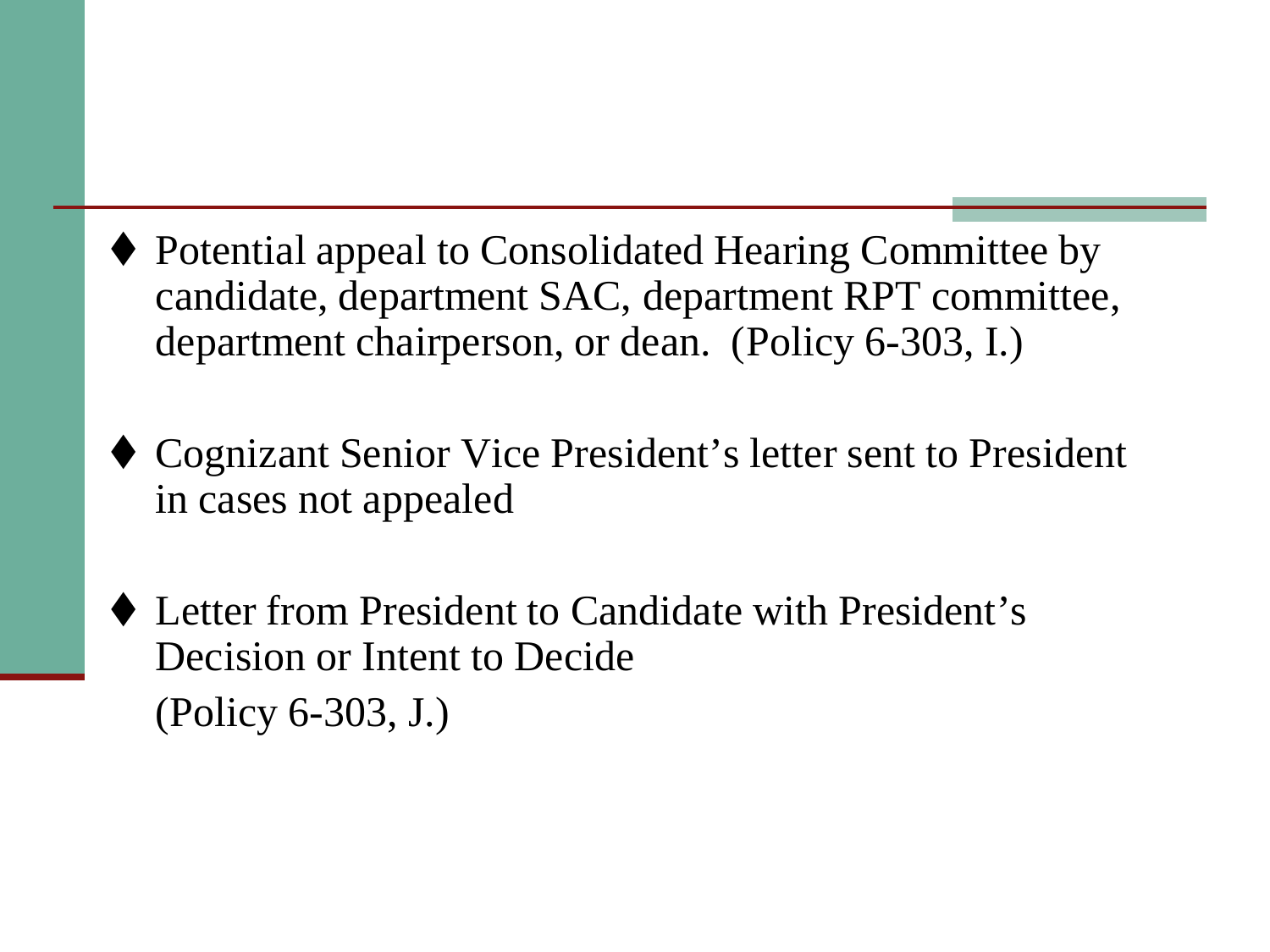- Potential appeal to Consolidated Hearing Committee by candidate, department SAC, department RPT committee, department chairperson, or dean. (Policy 6-303, I.)

- Cognizant Senior Vice President's letter sent to President in cases not appealed

- Letter from President to Candidate with President's Decision or Intent to Decide

  (Policy 6-303, J.)